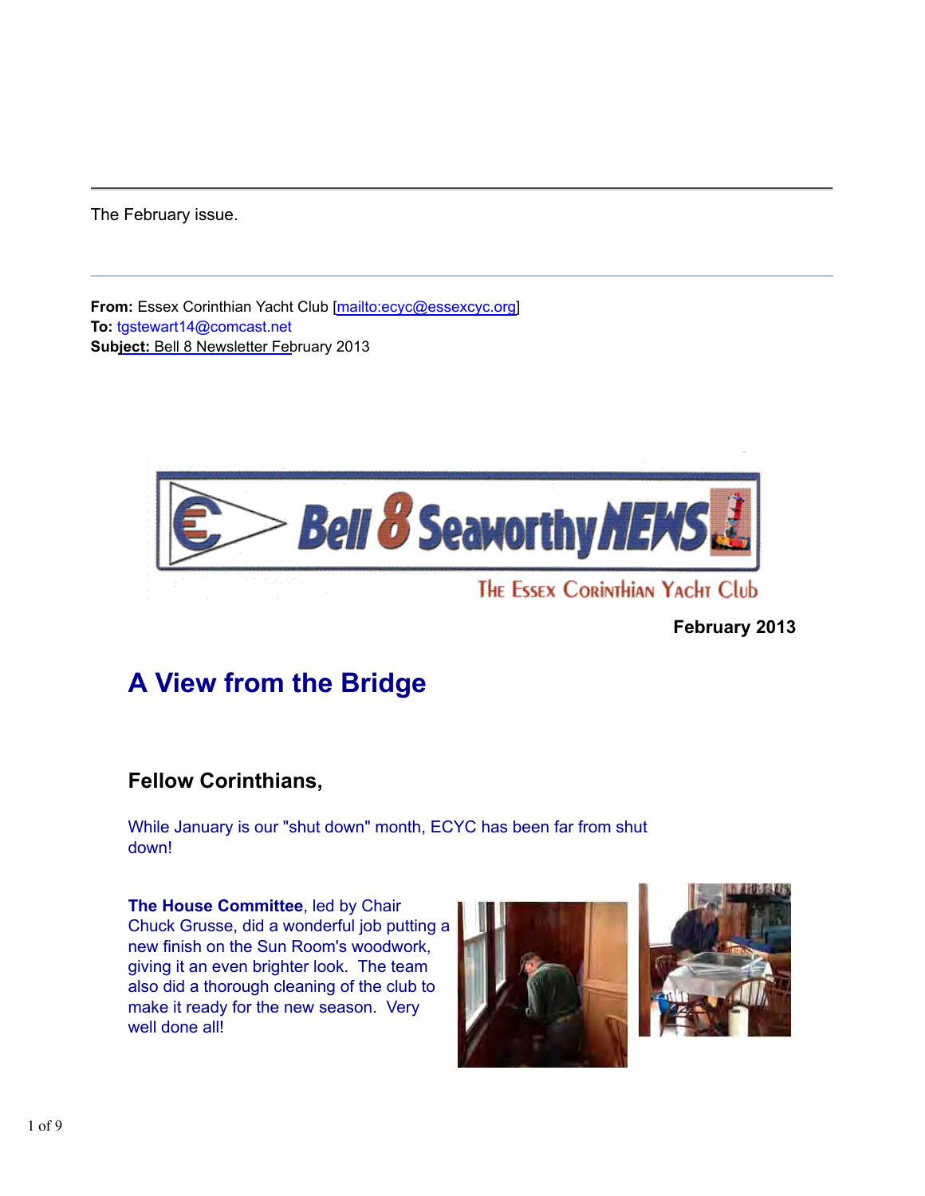The February issue.

**From:** Essex Corinthian Yacht Club [mailto:ecyc@essexcyc.org]
**To:** tgstewart14@comcast.net
**Subject:** Bell 8 Newsletter February 2013

Bell 8 Seaworthy NEWS

The Essex Corinthian Yacht Club

**February 2013**

# A View from the Bridge

### Fellow Corinthians,

While January is our "shut down" month, ECYC has been far from shut down!

**The House Committee**, led by Chair Chuck Grusse, did a wonderful job putting a new finish on the Sun Room's woodwork, giving it an even brighter look. The team also did a thorough cleaning of the club to make it ready for the new season. Very well done all!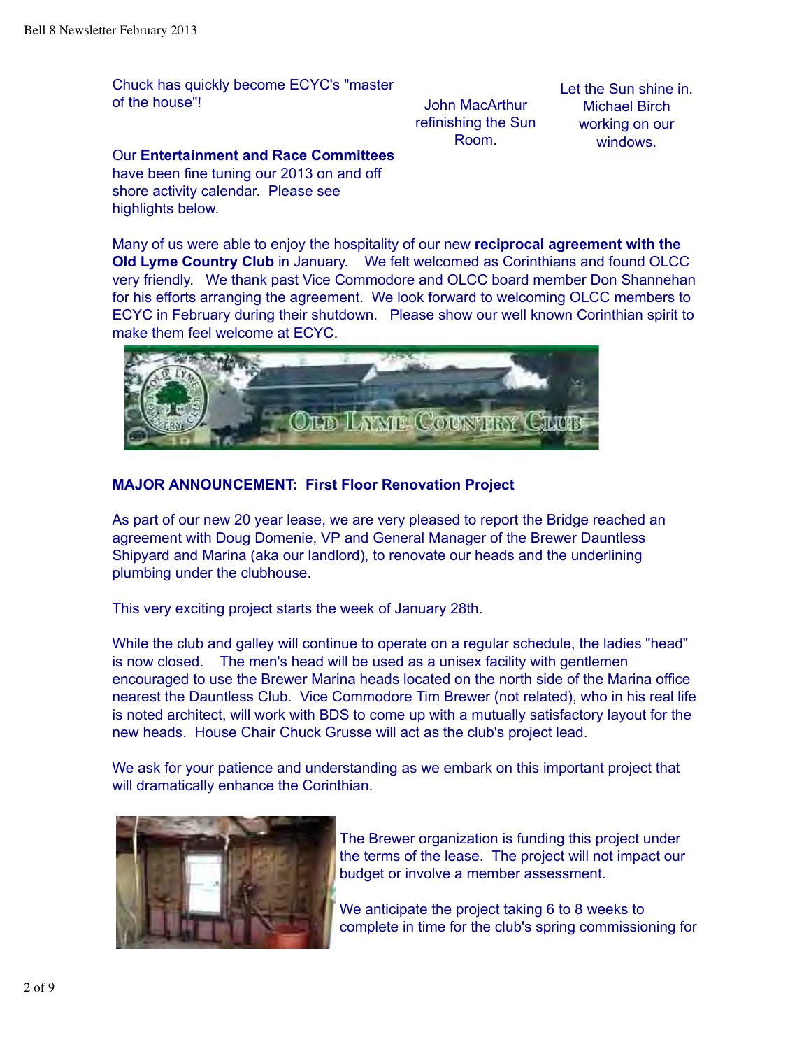Chuck has quickly become ECYC's "master of the house"!

John MacArthur refinishing the Sun Room.

Let the Sun shine in. Michael Birch working on our windows.

Our **Entertainment and Race Committees** have been fine tuning our 2013 on and off shore activity calendar. Please see highlights below.

Many of us were able to enjoy the hospitality of our new **reciprocal agreement with the Old Lyme Country Club** in January. We felt welcomed as Corinthians and found OLCC very friendly. We thank past Vice Commodore and OLCC board member Don Shannehan for his efforts arranging the agreement. We look forward to welcoming OLCC members to ECYC in February during their shutdown. Please show our well known Corinthian spirit to make them feel welcome at ECYC.

**MAJOR ANNOUNCEMENT: First Floor Renovation Project**

As part of our new 20 year lease, we are very pleased to report the Bridge reached an agreement with Doug Domenie, VP and General Manager of the Brewer Dauntless Shipyard and Marina (aka our landlord), to renovate our heads and the underlining plumbing under the clubhouse.

This very exciting project starts the week of January 28th.

While the club and galley will continue to operate on a regular schedule, the ladies "head" is now closed. The men's head will be used as a unisex facility with gentlemen encouraged to use the Brewer Marina heads located on the north side of the Marina office nearest the Dauntless Club. Vice Commodore Tim Brewer (not related), who in his real life is noted architect, will work with BDS to come up with a mutually satisfactory layout for the new heads. House Chair Chuck Grusse will act as the club's project lead.

We ask for your patience and understanding as we embark on this important project that will dramatically enhance the Corinthian.

The Brewer organization is funding this project under the terms of the lease. The project will not impact our budget or involve a member assessment.

We anticipate the project taking 6 to 8 weeks to complete in time for the club's spring commissioning for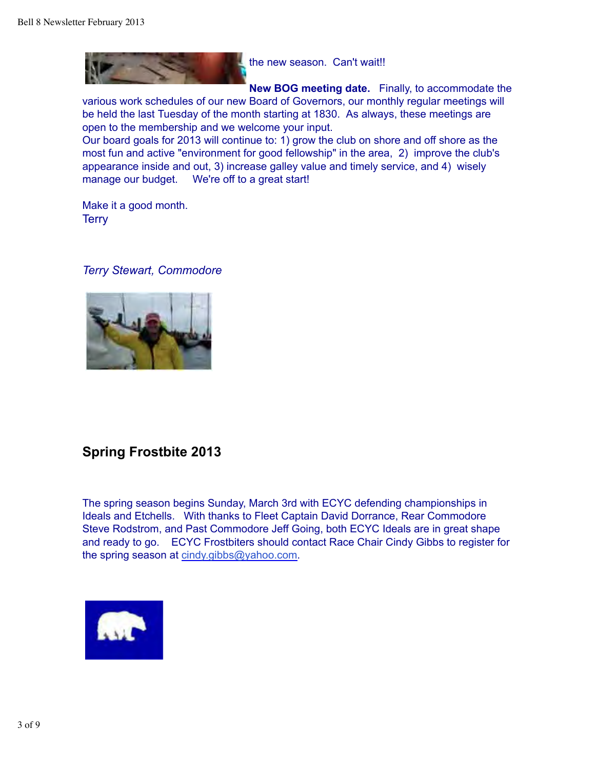the new season. Can't wait!!

**New BOG meeting date.** Finally, to accommodate the various work schedules of our new Board of Governors, our monthly regular meetings will be held the last Tuesday of the month starting at 1830. As always, these meetings are open to the membership and we welcome your input.
Our board goals for 2013 will continue to: 1) grow the club on shore and off shore as the most fun and active "environment for good fellowship" in the area, 2) improve the club's appearance inside and out, 3) increase galley value and timely service, and 4) wisely manage our budget. We're off to a great start!

Make it a good month.
Terry

*Terry Stewart, Commodore*

## Spring Frostbite 2013

The spring season begins Sunday, March 3rd with ECYC defending championships in Ideals and Etchells. With thanks to Fleet Captain David Dorrance, Rear Commodore Steve Rodstrom, and Past Commodore Jeff Going, both ECYC Ideals are in great shape and ready to go. ECYC Frostbiters should contact Race Chair Cindy Gibbs to register for the spring season at cindy.gibbs@yahoo.com.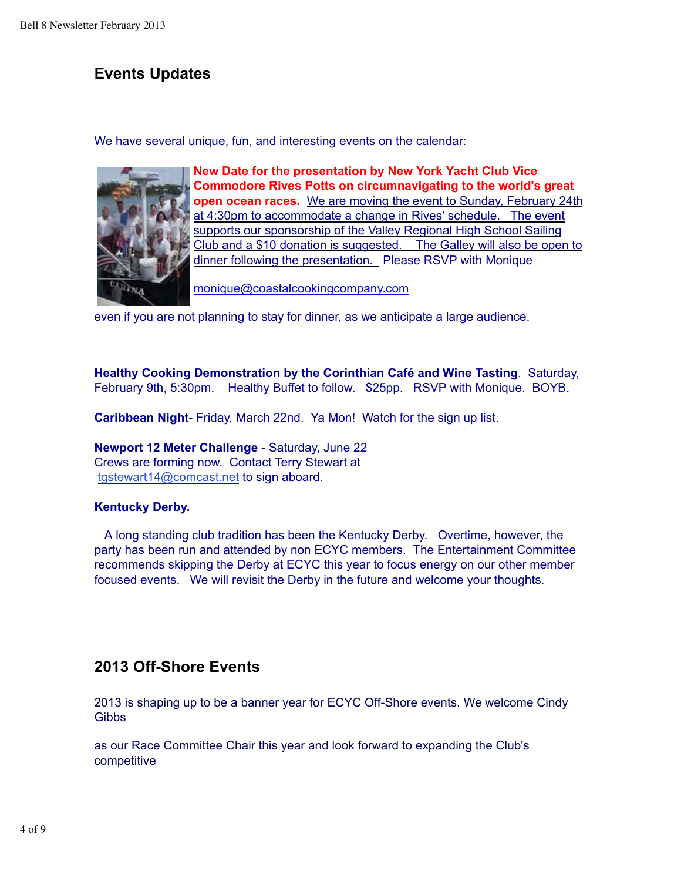## Events Updates

We have several unique, fun, and interesting events on the calendar:

**New Date for the presentation by New York Yacht Club Vice Commodore Rives Potts on circumnavigating to the world's great open ocean races.** We are moving the event to Sunday, February 24th at 4:30pm to accommodate a change in Rives' schedule. The event supports our sponsorship of the Valley Regional High School Sailing Club and a $10 donation is suggested. The Galley will also be open to dinner following the presentation. Please RSVP with Monique

monique@coastalcookingcompany.com

even if you are not planning to stay for dinner, as we anticipate a large audience.

**Healthy Cooking Demonstration by the Corinthian Café and Wine Tasting**. Saturday, February 9th, 5:30pm. Healthy Buffet to follow. $25pp. RSVP with Monique. BOYB.

**Caribbean Night**- Friday, March 22nd. Ya Mon! Watch for the sign up list.

**Newport 12 Meter Challenge** - Saturday, June 22
Crews are forming now. Contact Terry Stewart at
tgstewart14@comcast.net to sign aboard.

**Kentucky Derby.**

A long standing club tradition has been the Kentucky Derby. Overtime, however, the party has been run and attended by non ECYC members. The Entertainment Committee recommends skipping the Derby at ECYC this year to focus energy on our other member focused events. We will revisit the Derby in the future and welcome your thoughts.

## 2013 Off-Shore Events

2013 is shaping up to be a banner year for ECYC Off-Shore events. We welcome Cindy Gibbs

as our Race Committee Chair this year and look forward to expanding the Club's competitive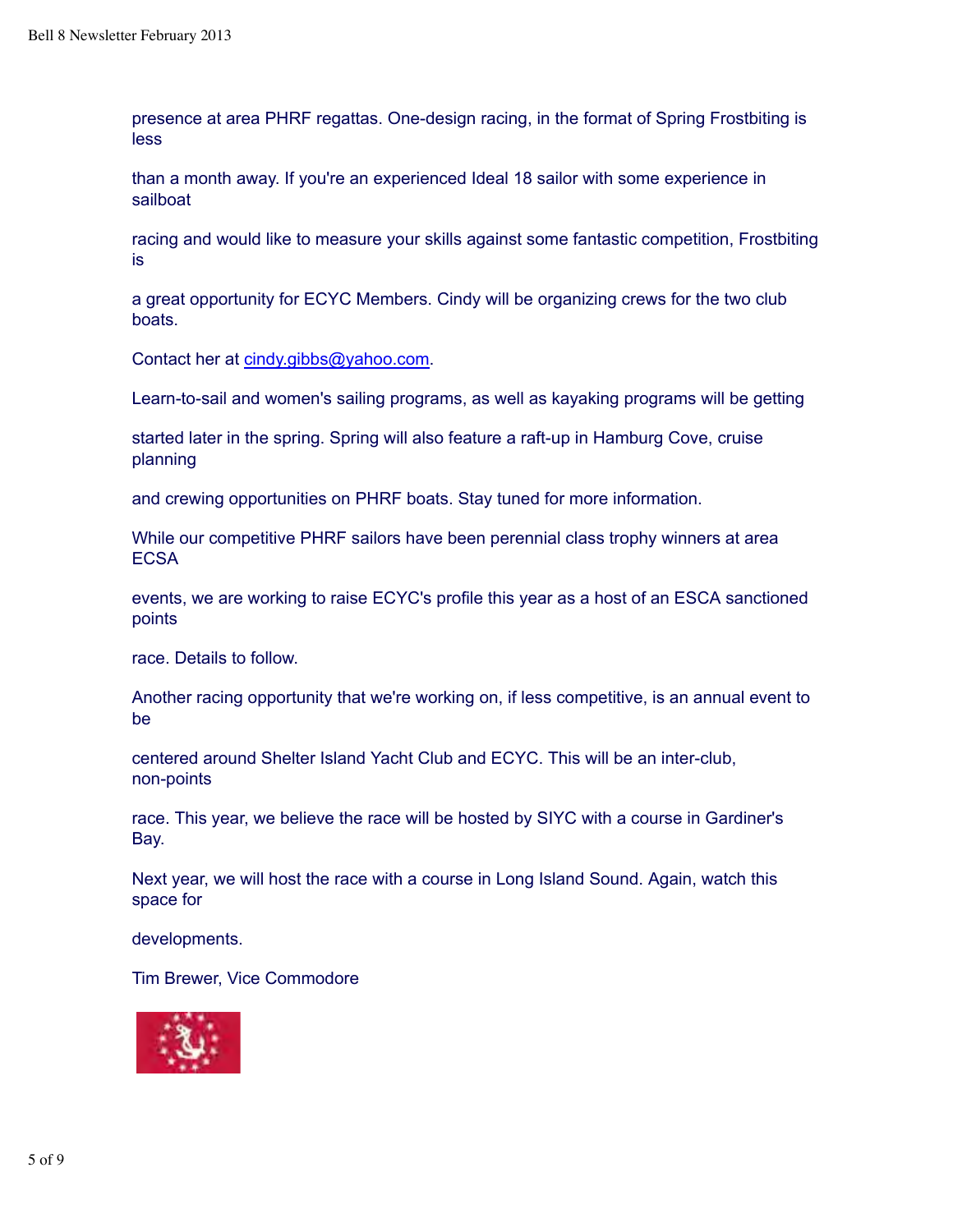presence at area PHRF regattas. One-design racing, in the format of Spring Frostbiting is less than a month away. If you're an experienced Ideal 18 sailor with some experience in sailboat racing and would like to measure your skills against some fantastic competition, Frostbiting is a great opportunity for ECYC Members. Cindy will be organizing crews for the two club boats.

Contact her at cindy.gibbs@yahoo.com.

Learn-to-sail and women's sailing programs, as well as kayaking programs will be getting started later in the spring. Spring will also feature a raft-up in Hamburg Cove, cruise planning and crewing opportunities on PHRF boats. Stay tuned for more information.

While our competitive PHRF sailors have been perennial class trophy winners at area ECSA events, we are working to raise ECYC's profile this year as a host of an ESCA sanctioned points race. Details to follow.

Another racing opportunity that we're working on, if less competitive, is an annual event to be centered around Shelter Island Yacht Club and ECYC. This will be an inter-club, non-points race. This year, we believe the race will be hosted by SIYC with a course in Gardiner's Bay.

Next year, we will host the race with a course in Long Island Sound. Again, watch this space for developments.

Tim Brewer, Vice Commodore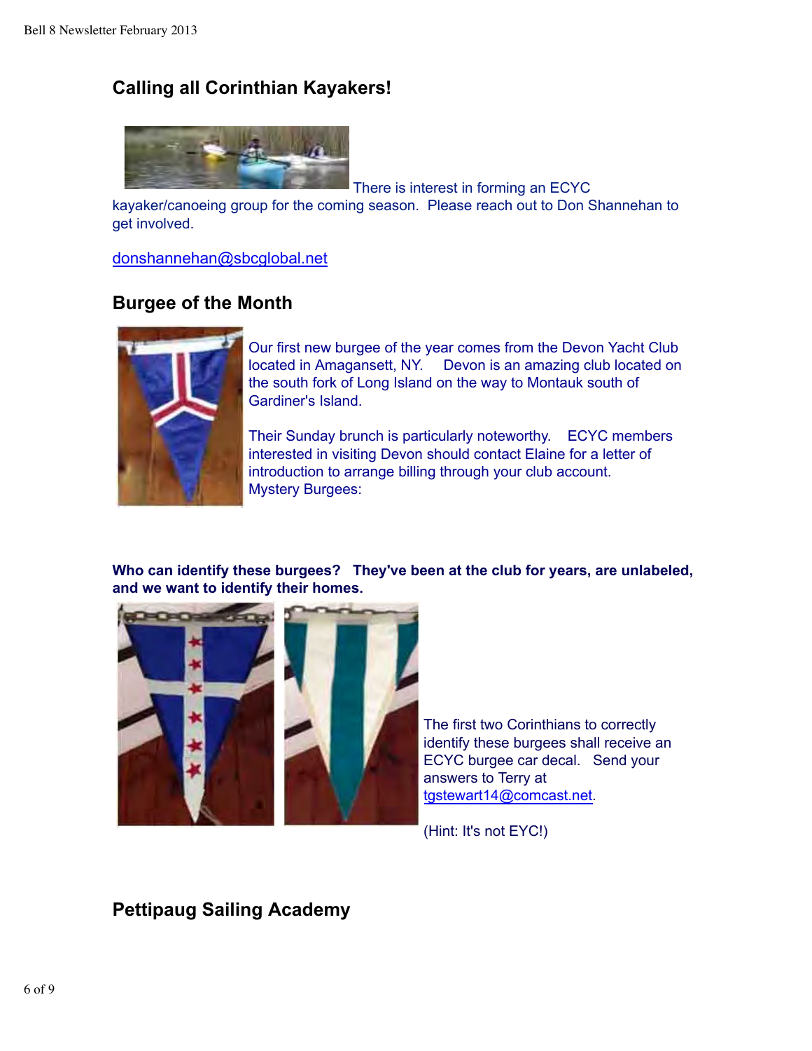## Calling all Corinthian Kayakers!

There is interest in forming an ECYC kayaker/canoeing group for the coming season. Please reach out to Don Shannehan to get involved.

donshannehan@sbcglobal.net

## Burgee of the Month

Our first new burgee of the year comes from the Devon Yacht Club located in Amagansett, NY. Devon is an amazing club located on the south fork of Long Island on the way to Montauk south of Gardiner's Island.

Their Sunday brunch is particularly noteworthy. ECYC members interested in visiting Devon should contact Elaine for a letter of introduction to arrange billing through your club account.

Mystery Burgees:

**Who can identify these burgees? They've been at the club for years, are unlabeled, and we want to identify their homes.**

The first two Corinthians to correctly identify these burgees shall receive an ECYC burgee car decal. Send your answers to Terry at tgstewart14@comcast.net.

(Hint: It's not EYC!)

## Pettipaug Sailing Academy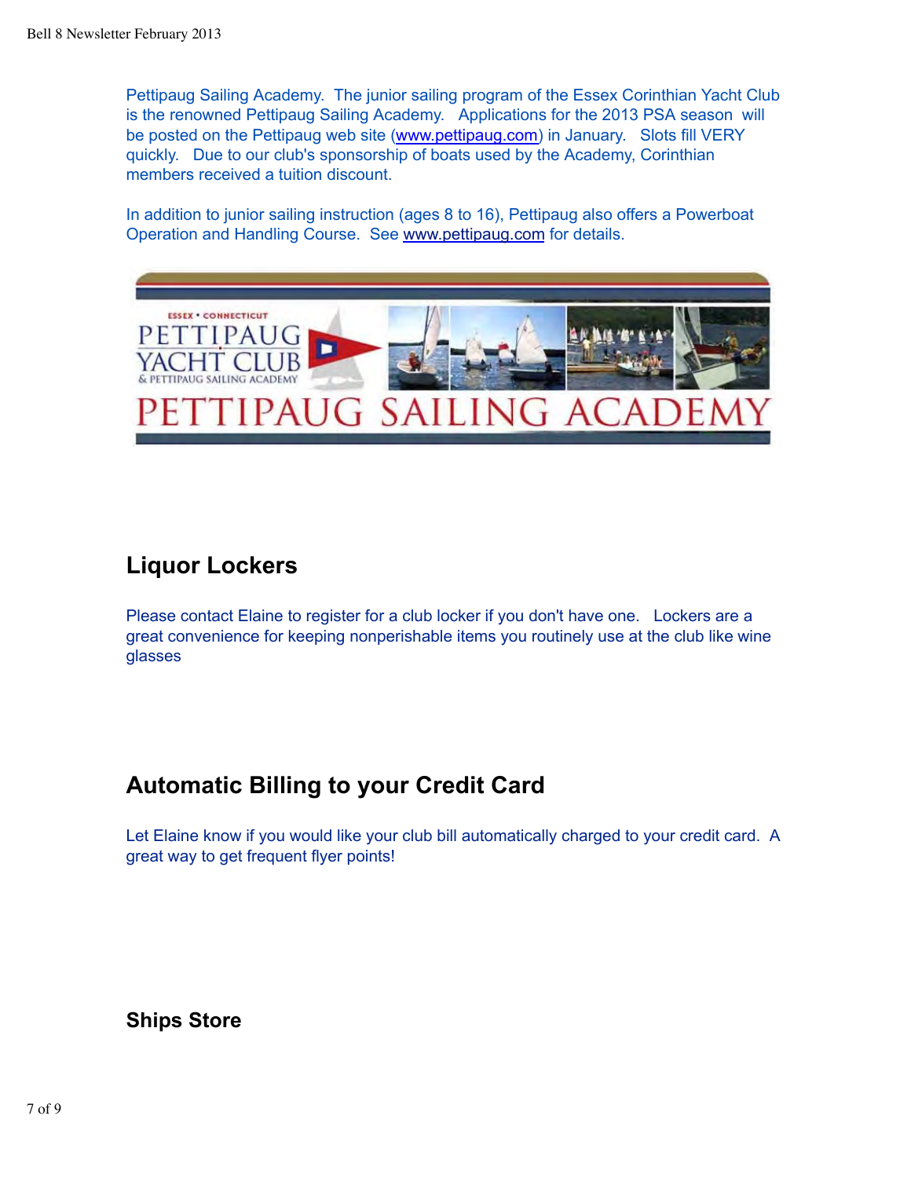Pettipaug Sailing Academy. The junior sailing program of the Essex Corinthian Yacht Club is the renowned Pettipaug Sailing Academy. Applications for the 2013 PSA season will be posted on the Pettipaug web site (www.pettipaug.com) in January. Slots fill VERY quickly. Due to our club's sponsorship of boats used by the Academy, Corinthian members received a tuition discount.

In addition to junior sailing instruction (ages 8 to 16), Pettipaug also offers a Powerboat Operation and Handling Course. See www.pettipaug.com for details.

## Liquor Lockers

Please contact Elaine to register for a club locker if you don't have one. Lockers are a great convenience for keeping nonperishable items you routinely use at the club like wine glasses

## Automatic Billing to your Credit Card

Let Elaine know if you would like your club bill automatically charged to your credit card. A great way to get frequent flyer points!

### Ships Store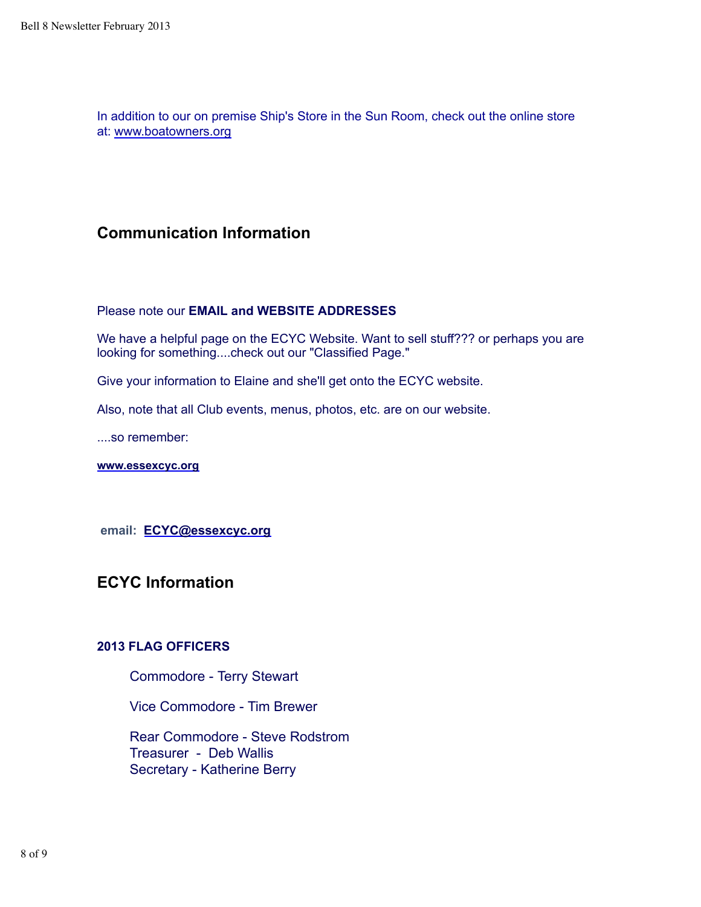In addition to our on premise Ship's Store in the Sun Room, check out the online store at: www.boatowners.org

## Communication Information

Please note our **EMAIL and WEBSITE ADDRESSES**

We have a helpful page on the ECYC Website. Want to sell stuff??? or perhaps you are looking for something....check out our "Classified Page."

Give your information to Elaine and she'll get onto the ECYC website.

Also, note that all Club events, menus, photos, etc. are on our website.

....so remember:

**www.essexcyc.org**

**email: ECYC@essexcyc.org**

## ECYC Information

**2013 FLAG OFFICERS**

Commodore - Terry Stewart

Vice Commodore - Tim Brewer

Rear Commodore - Steve Rodstrom
Treasurer - Deb Wallis
Secretary - Katherine Berry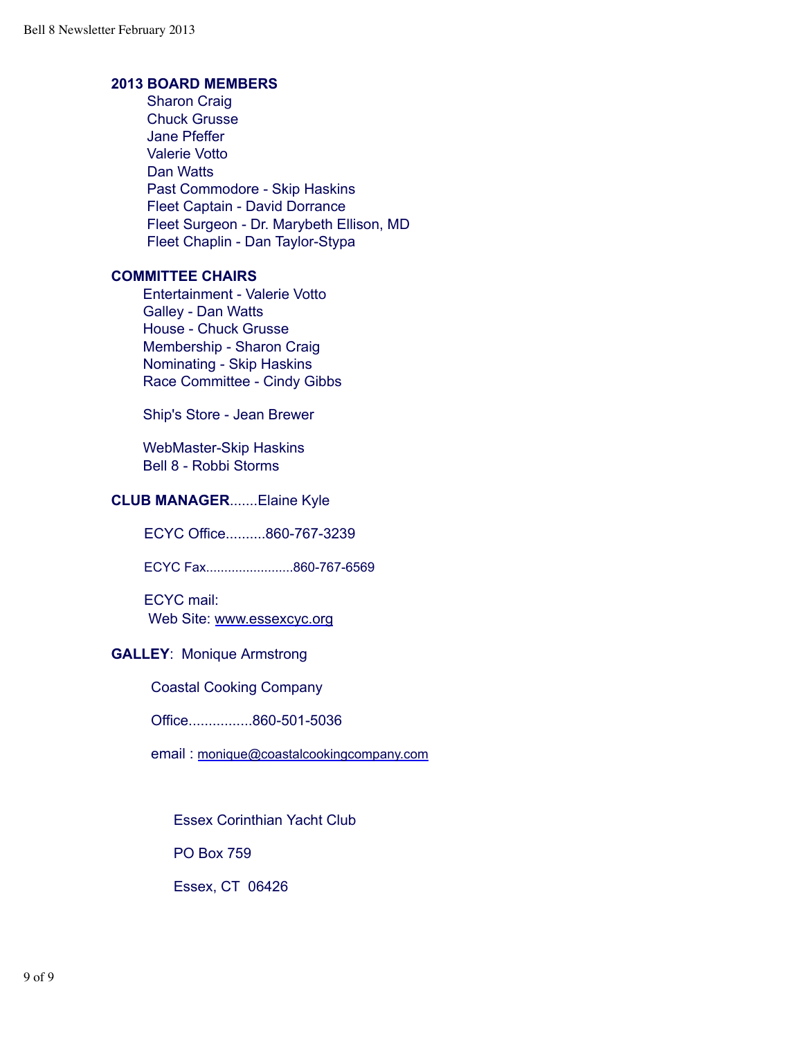**2013 BOARD MEMBERS**

Sharon Craig
Chuck Grusse
Jane Pfeffer
Valerie Votto
Dan Watts
Past Commodore - Skip Haskins
Fleet Captain - David Dorrance
Fleet Surgeon - Dr. Marybeth Ellison, MD
Fleet Chaplin - Dan Taylor-Stypa

**COMMITTEE CHAIRS**

Entertainment - Valerie Votto
Galley - Dan Watts
House - Chuck Grusse
Membership - Sharon Craig
Nominating - Skip Haskins
Race Committee - Cindy Gibbs

Ship's Store - Jean Brewer

WebMaster-Skip Haskins
Bell 8 - Robbi Storms

**CLUB MANAGER**.......Elaine Kyle

ECYC Office..........860-767-3239

ECYC Fax.......................860-767-6569

ECYC mail:
Web Site: www.essexcyc.org

**GALLEY**: Monique Armstrong

Coastal Cooking Company

Office................860-501-5036

email : monique@coastalcookingcompany.com

Essex Corinthian Yacht Club

PO Box 759

Essex, CT 06426